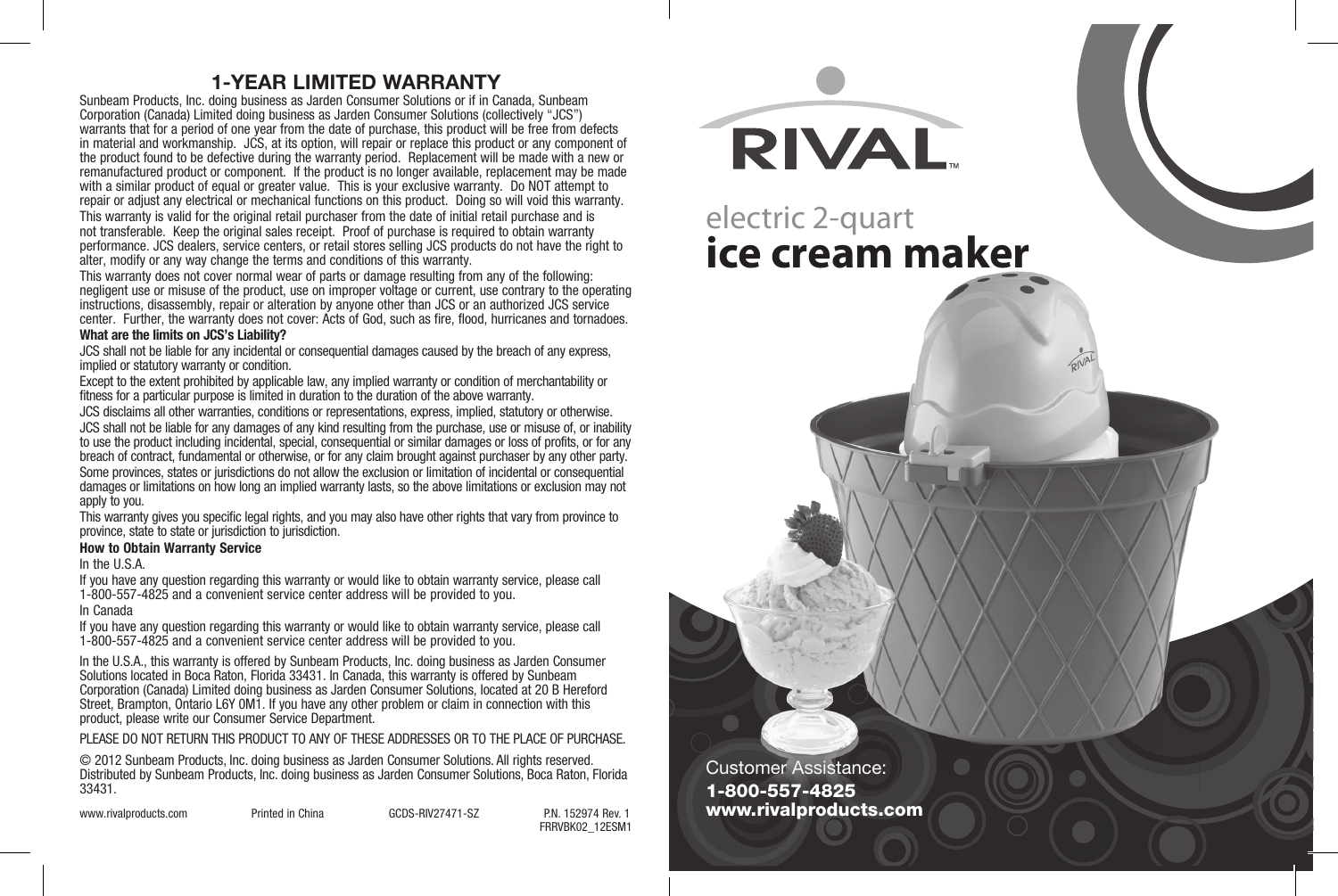# 1-YEAR LIMITED WARRANTY

Sunbeam Products, Inc. doing business as Jarden Consumer Solutions or if in Canada, Sunbeam Corporation (Canada) Limited doing business as Jarden Consumer Solutions (collectively "JCS") warrants that for a period of one year from the date of purchase, this product will be free from defects in material and workmanship. JCS, at its option, will repair or replace this product or any component of the product found to be defective during the warranty period. Replacement will be made with a new or remanufactured product or component. If the product is no longer available, replacement may be made with a similar product of equal or greater value. This is your exclusive warranty. Do NOT attempt to repair or adjust any electrical or mechanical functions on this product. Doing so will void this warranty.

This warranty is valid for the original retail purchaser from the date of initial retail purchase and is not transferable. Keep the original sales receipt. Proof of purchase is required to obtain warranty performance. JCS dealers, service centers, or retail stores selling JCS products do not have the right to alter, modify or any way change the terms and conditions of this warranty.

This warranty does not cover normal wear of parts or damage resulting from any of the following: negligent use or misuse of the product, use on improper voltage or current, use contrary to the operating instructions, disassembly, repair or alteration by anyone other than JCS or an authorized JCS service center. Further, the warranty does not cover: Acts of God, such as fire, flood, hurricanes and tornadoes.

**What are the limits on JCS's Liability?**

JCS shall not be liable for any incidental or consequential damages caused by the breach of any express, implied or statutory warranty or condition.

Except to the extent prohibited by applicable law, any implied warranty or condition of merchantability or fitness for a particular purpose is limited in duration to the duration of the above warranty.

JCS disclaims all other warranties, conditions or representations, express, implied, statutory or otherwise.

JCS shall not be liable for any damages of any kind resulting from the purchase, use or misuse of, or inability to use the product including incidental, special, consequential or similar damages or loss of profits, or for any breach of contract, fundamental or otherwise, or for any claim brought against purchaser by any other party.

Some provinces, states or jurisdictions do not allow the exclusion or limitation of incidental or consequential damages or limitations on how long an implied warranty lasts, so the above limitations or exclusion may not apply to you.

This warranty gives you specific legal rights, and you may also have other rights that vary from province to province, state to state or jurisdiction to jurisdiction.

**How to Obtain Warranty Service**

In the U.S.A.

If you have any question regarding this warranty or would like to obtain warranty service, please call 1-800-557-4825 and a convenient service center address will be provided to you.

In Canada

If you have any question regarding this warranty or would like to obtain warranty service, please call 1-800-557-4825 and a convenient service center address will be provided to you.

In the U.S.A., this warranty is offered by Sunbeam Products, Inc. doing business as Jarden Consumer Solutions located in Boca Raton, Florida 33431. In Canada, this warranty is offered by Sunbeam Corporation (Canada) Limited doing business as Jarden Consumer Solutions, located at 20 B Hereford Street, Brampton, Ontario L6Y 0M1. If you have any other problem or claim in connection with this product, please write our Consumer Service Department.

PLEASE DO NOT RETURN THIS PRODUCT TO ANY OF THESE ADDRESSES OR TO THE PLACE OF PURCHASE.

© 2012 Sunbeam Products, Inc. doing business as Jarden Consumer Solutions. All rights reserved. Distributed by Sunbeam Products, Inc. doing business as Jarden Consumer Solutions, Boca Raton, Florida 33431.

www.rivalproducts.com Printed in China GCDS-RIV27471-SZ P.N. 152974 Rev. 1 FRRVBK02_12ESM1

RIVAL™

electric 2-quart

# ice cream maker

Customer Assistance:

**1-800-557-4825**

**www.rivalproducts.com**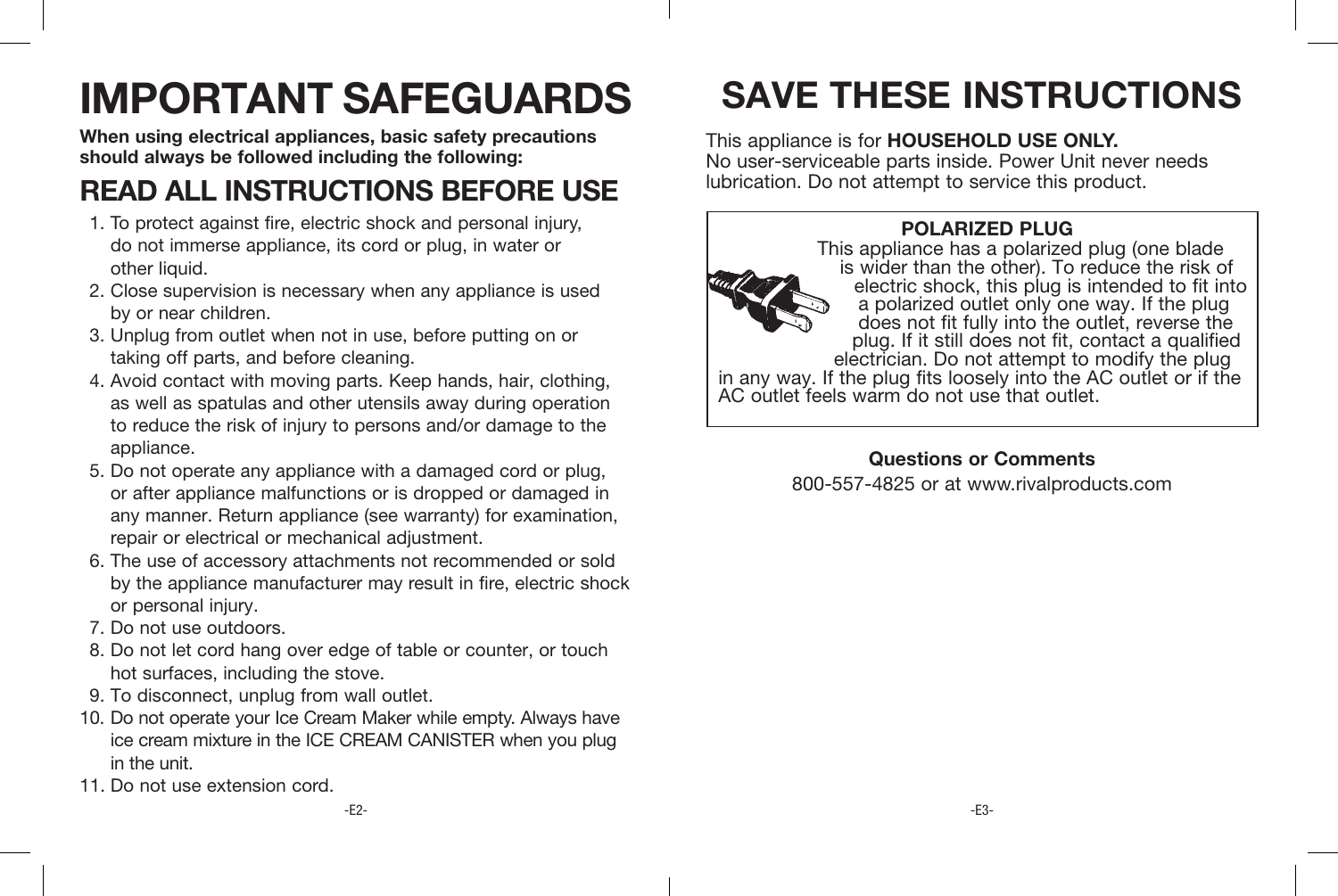# IMPORTANT SAFEGUARDS

**When using electrical appliances, basic safety precautions should always be followed including the following:**

## READ ALL INSTRUCTIONS BEFORE USE

1. To protect against fire, electric shock and personal injury, do not immerse appliance, its cord or plug, in water or other liquid.
2. Close supervision is necessary when any appliance is used by or near children.
3. Unplug from outlet when not in use, before putting on or taking off parts, and before cleaning.
4. Avoid contact with moving parts. Keep hands, hair, clothing, as well as spatulas and other utensils away during operation to reduce the risk of injury to persons and/or damage to the appliance.
5. Do not operate any appliance with a damaged cord or plug, or after appliance malfunctions or is dropped or damaged in any manner. Return appliance (see warranty) for examination, repair or electrical or mechanical adjustment.
6. The use of accessory attachments not recommended or sold by the appliance manufacturer may result in fire, electric shock or personal injury.
7. Do not use outdoors.
8. Do not let cord hang over edge of table or counter, or touch hot surfaces, including the stove.
9. To disconnect, unplug from wall outlet.
10. Do not operate your Ice Cream Maker while empty. Always have ice cream mixture in the ICE CREAM CANISTER when you plug in the unit.
11. Do not use extension cord.

# SAVE THESE INSTRUCTIONS

This appliance is for **HOUSEHOLD USE ONLY.**
No user-serviceable parts inside. Power Unit never needs lubrication. Do not attempt to service this product.

**POLARIZED PLUG**

This appliance has a polarized plug (one blade is wider than the other). To reduce the risk of electric shock, this plug is intended to fit into a polarized outlet only one way. If the plug does not fit fully into the outlet, reverse the plug. If it still does not fit, contact a qualified electrician. Do not attempt to modify the plug in any way. If the plug fits loosely into the AC outlet or if the AC outlet feels warm do not use that outlet.

**Questions or Comments**

800-557-4825 or at www.rivalproducts.com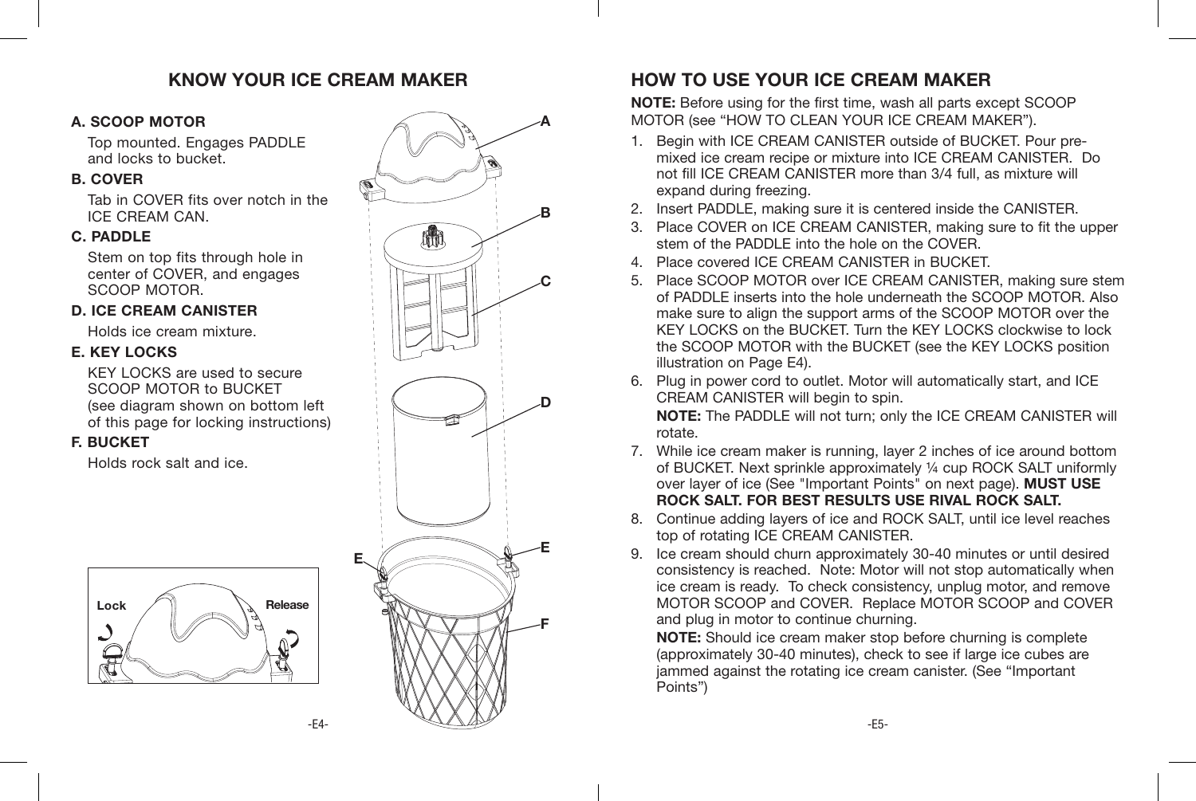## KNOW YOUR ICE CREAM MAKER

**A. SCOOP MOTOR**

Top mounted. Engages PADDLE and locks to bucket.

**B. COVER**

Tab in COVER fits over notch in the ICE CREAM CAN.

**C. PADDLE**

Stem on top fits through hole in center of COVER, and engages SCOOP MOTOR.

**D. ICE CREAM CANISTER**

Holds ice cream mixture.

**E. KEY LOCKS**

KEY LOCKS are used to secure SCOOP MOTOR to BUCKET (see diagram shown on bottom left of this page for locking instructions)

**F. BUCKET**

Holds rock salt and ice.

Lock Release

## HOW TO USE YOUR ICE CREAM MAKER

**NOTE:** Before using for the first time, wash all parts except SCOOP MOTOR (see "HOW TO CLEAN YOUR ICE CREAM MAKER").

1. Begin with ICE CREAM CANISTER outside of BUCKET. Pour pre-mixed ice cream recipe or mixture into ICE CREAM CANISTER. Do not fill ICE CREAM CANISTER more than 3/4 full, as mixture will expand during freezing.
2. Insert PADDLE, making sure it is centered inside the CANISTER.
3. Place COVER on ICE CREAM CANISTER, making sure to fit the upper stem of the PADDLE into the hole on the COVER.
4. Place covered ICE CREAM CANISTER in BUCKET.
5. Place SCOOP MOTOR over ICE CREAM CANISTER, making sure stem of PADDLE inserts into the hole underneath the SCOOP MOTOR. Also make sure to align the support arms of the SCOOP MOTOR over the KEY LOCKS on the BUCKET. Turn the KEY LOCKS clockwise to lock the SCOOP MOTOR with the BUCKET (see the KEY LOCKS position illustration on Page E4).
6. Plug in power cord to outlet. Motor will automatically start, and ICE CREAM CANISTER will begin to spin.

   **NOTE:** The PADDLE will not turn; only the ICE CREAM CANISTER will rotate.
7. While ice cream maker is running, layer 2 inches of ice around bottom of BUCKET. Next sprinkle approximately ¼ cup ROCK SALT uniformly over layer of ice (See "Important Points" on next page). **MUST USE ROCK SALT. FOR BEST RESULTS USE RIVAL ROCK SALT.**
8. Continue adding layers of ice and ROCK SALT, until ice level reaches top of rotating ICE CREAM CANISTER.
9. Ice cream should churn approximately 30-40 minutes or until desired consistency is reached. Note: Motor will not stop automatically when ice cream is ready. To check consistency, unplug motor, and remove MOTOR SCOOP and COVER. Replace MOTOR SCOOP and COVER and plug in motor to continue churning.

   **NOTE:** Should ice cream maker stop before churning is complete (approximately 30-40 minutes), check to see if large ice cubes are jammed against the rotating ice cream canister. (See "Important Points")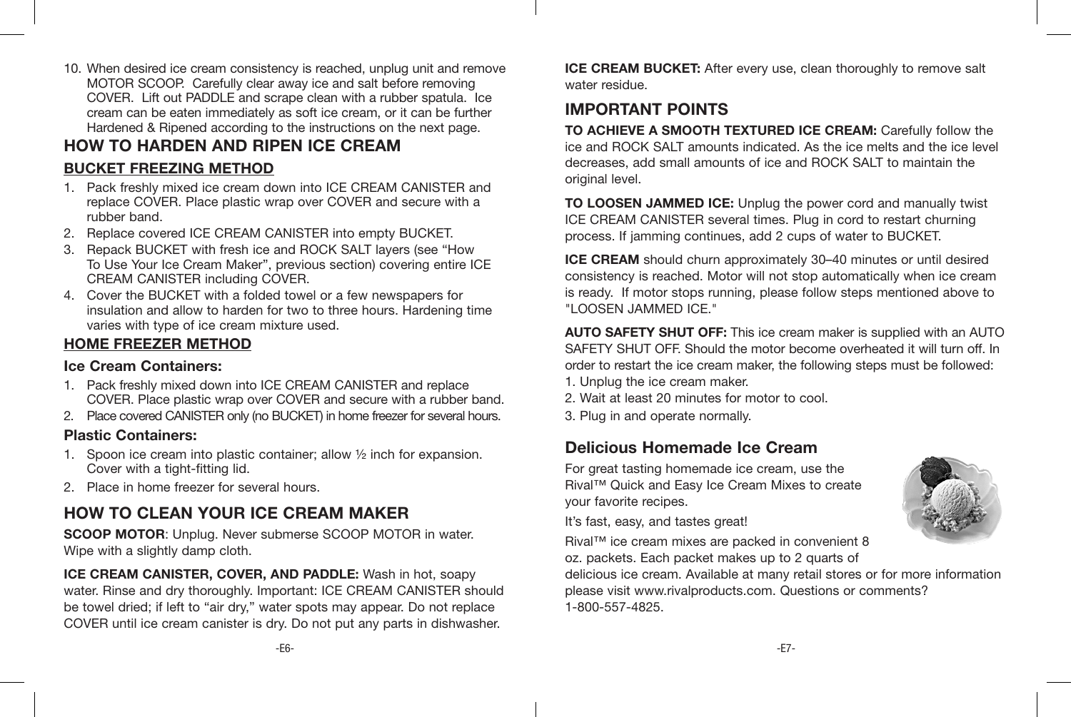10. When desired ice cream consistency is reached, unplug unit and remove MOTOR SCOOP. Carefully clear away ice and salt before removing COVER. Lift out PADDLE and scrape clean with a rubber spatula. Ice cream can be eaten immediately as soft ice cream, or it can be further Hardened & Ripened according to the instructions on the next page.

## HOW TO HARDEN AND RIPEN ICE CREAM

### BUCKET FREEZING METHOD

1. Pack freshly mixed ice cream down into ICE CREAM CANISTER and replace COVER. Place plastic wrap over COVER and secure with a rubber band.
2. Replace covered ICE CREAM CANISTER into empty BUCKET.
3. Repack BUCKET with fresh ice and ROCK SALT layers (see "How To Use Your Ice Cream Maker", previous section) covering entire ICE CREAM CANISTER including COVER.
4. Cover the BUCKET with a folded towel or a few newspapers for insulation and allow to harden for two to three hours. Hardening time varies with type of ice cream mixture used.

### HOME FREEZER METHOD

**Ice Cream Containers:**

1. Pack freshly mixed ice cream down into ICE CREAM CANISTER and replace COVER. Place plastic wrap over COVER and secure with a rubber band.
2. Place covered CANISTER only (no BUCKET) in home freezer for several hours.

**Plastic Containers:**

1. Spoon ice cream into plastic container; allow ½ inch for expansion. Cover with a tight-fitting lid.
2. Place in home freezer for several hours.

## HOW TO CLEAN YOUR ICE CREAM MAKER

**SCOOP MOTOR**: Unplug. Never submerse SCOOP MOTOR in water. Wipe with a slightly damp cloth.

**ICE CREAM CANISTER, COVER, AND PADDLE:** Wash in hot, soapy water. Rinse and dry thoroughly. Important: ICE CREAM CANISTER should be towel dried; if left to "air dry," water spots may appear. Do not replace COVER until ice cream canister is dry. Do not put any parts in dishwasher.

**ICE CREAM BUCKET:** After every use, clean thoroughly to remove salt water residue.

## IMPORTANT POINTS

**TO ACHIEVE A SMOOTH TEXTURED ICE CREAM:** Carefully follow the ice and ROCK SALT amounts indicated. As the ice melts and the ice level decreases, add small amounts of ice and ROCK SALT to maintain the original level.

**TO LOOSEN JAMMED ICE:** Unplug the power cord and manually twist ICE CREAM CANISTER several times. Plug in cord to restart churning process. If jamming continues, add 2 cups of water to BUCKET.

**ICE CREAM** should churn approximately 30–40 minutes or until desired consistency is reached. Motor will not stop automatically when ice cream is ready. If motor stops running, please follow steps mentioned above to "LOOSEN JAMMED ICE."

**AUTO SAFETY SHUT OFF:** This ice cream maker is supplied with an AUTO SAFETY SHUT OFF. Should the motor become overheated it will turn off. In order to restart the ice cream maker, the following steps must be followed:

1. Unplug the ice cream maker.
2. Wait at least 20 minutes for motor to cool.
3. Plug in and operate normally.

## Delicious Homemade Ice Cream

For great tasting homemade ice cream, use the Rival™ Quick and Easy Ice Cream Mixes to create your favorite recipes.

It's fast, easy, and tastes great!

Rival™ ice cream mixes are packed in convenient 8 oz. packets. Each packet makes up to 2 quarts of delicious ice cream. Available at many retail stores or for more information please visit www.rivalproducts.com. Questions or comments? 1-800-557-4825.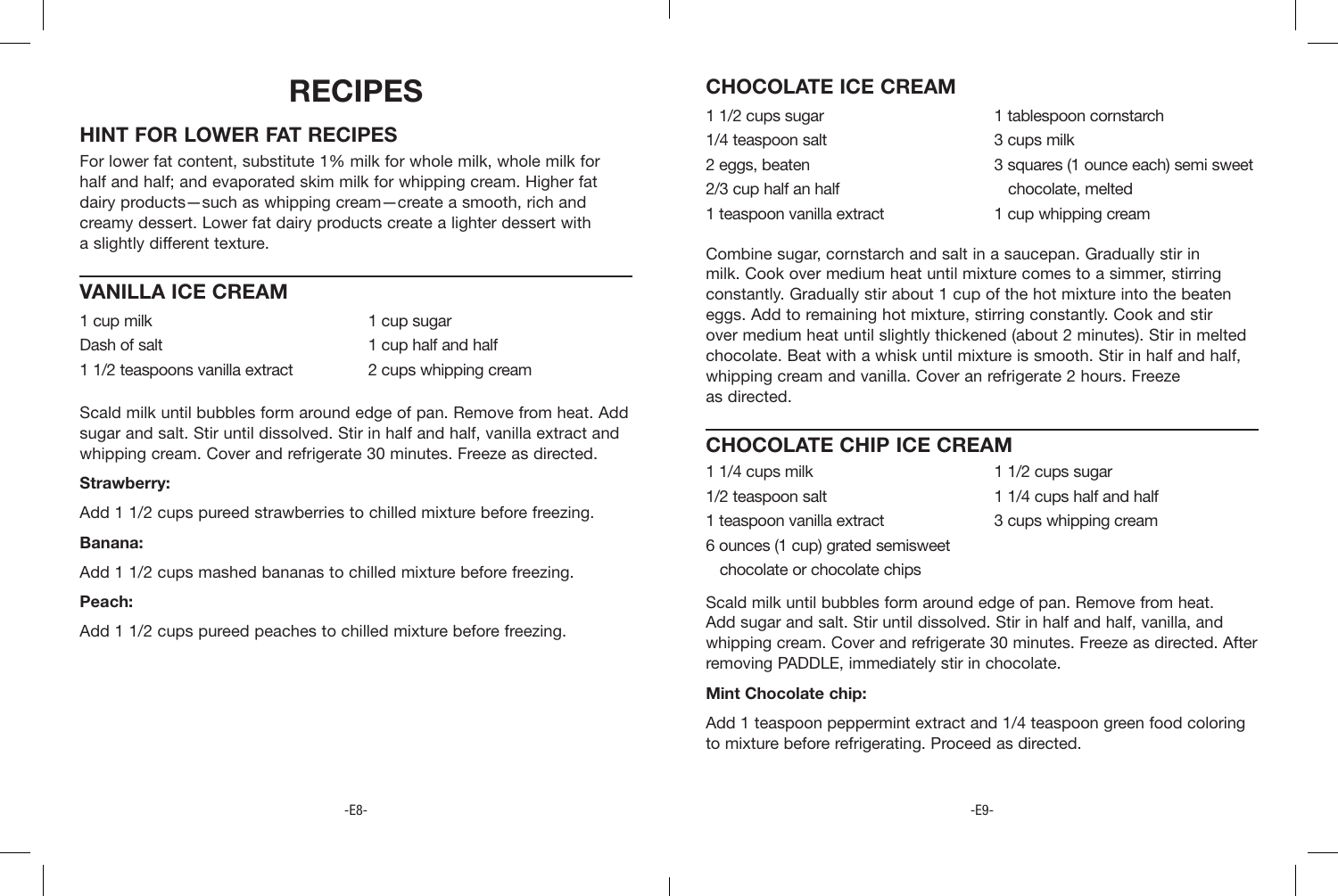# RECIPES

## HINT FOR LOWER FAT RECIPES

For lower fat content, substitute 1% milk for whole milk, whole milk for half and half; and evaporated skim milk for whipping cream. Higher fat dairy products—such as whipping cream—create a smooth, rich and creamy dessert. Lower fat dairy products create a lighter dessert with a slightly different texture.

## VANILLA ICE CREAM

- 1 cup milk
- Dash of salt
- 1 1/2 teaspoons vanilla extract
- 1 cup sugar
- 1 cup half and half
- 2 cups whipping cream

Scald milk until bubbles form around edge of pan. Remove from heat. Add sugar and salt. Stir until dissolved. Stir in half and half, vanilla extract and whipping cream. Cover and refrigerate 30 minutes. Freeze as directed.

**Strawberry:**

Add 1 1/2 cups pureed strawberries to chilled mixture before freezing.

**Banana:**

Add 1 1/2 cups mashed bananas to chilled mixture before freezing.

**Peach:**

Add 1 1/2 cups pureed peaches to chilled mixture before freezing.

## CHOCOLATE ICE CREAM

- 1 1/2 cups sugar
- 1/4 teaspoon salt
- 2 eggs, beaten
- 2/3 cup half an half
- 1 teaspoon vanilla extract
- 1 tablespoon cornstarch
- 3 cups milk
- 3 squares (1 ounce each) semi sweet chocolate, melted
- 1 cup whipping cream

Combine sugar, cornstarch and salt in a saucepan. Gradually stir in milk. Cook over medium heat until mixture comes to a simmer, stirring constantly. Gradually stir about 1 cup of the hot mixture into the beaten eggs. Add to remaining hot mixture, stirring constantly. Cook and stir over medium heat until slightly thickened (about 2 minutes). Stir in melted chocolate. Beat with a whisk until mixture is smooth. Stir in half and half, whipping cream and vanilla. Cover an refrigerate 2 hours. Freeze as directed.

## CHOCOLATE CHIP ICE CREAM

- 1 1/4 cups milk
- 1/2 teaspoon salt
- 1 teaspoon vanilla extract
- 6 ounces (1 cup) grated semisweet chocolate or chocolate chips
- 1 1/2 cups sugar
- 1 1/4 cups half and half
- 3 cups whipping cream

Scald milk until bubbles form around edge of pan. Remove from heat. Add sugar and salt. Stir until dissolved. Stir in half and half, vanilla, and whipping cream. Cover and refrigerate 30 minutes. Freeze as directed. After removing PADDLE, immediately stir in chocolate.

**Mint Chocolate chip:**

Add 1 teaspoon peppermint extract and 1/4 teaspoon green food coloring to mixture before refrigerating. Proceed as directed.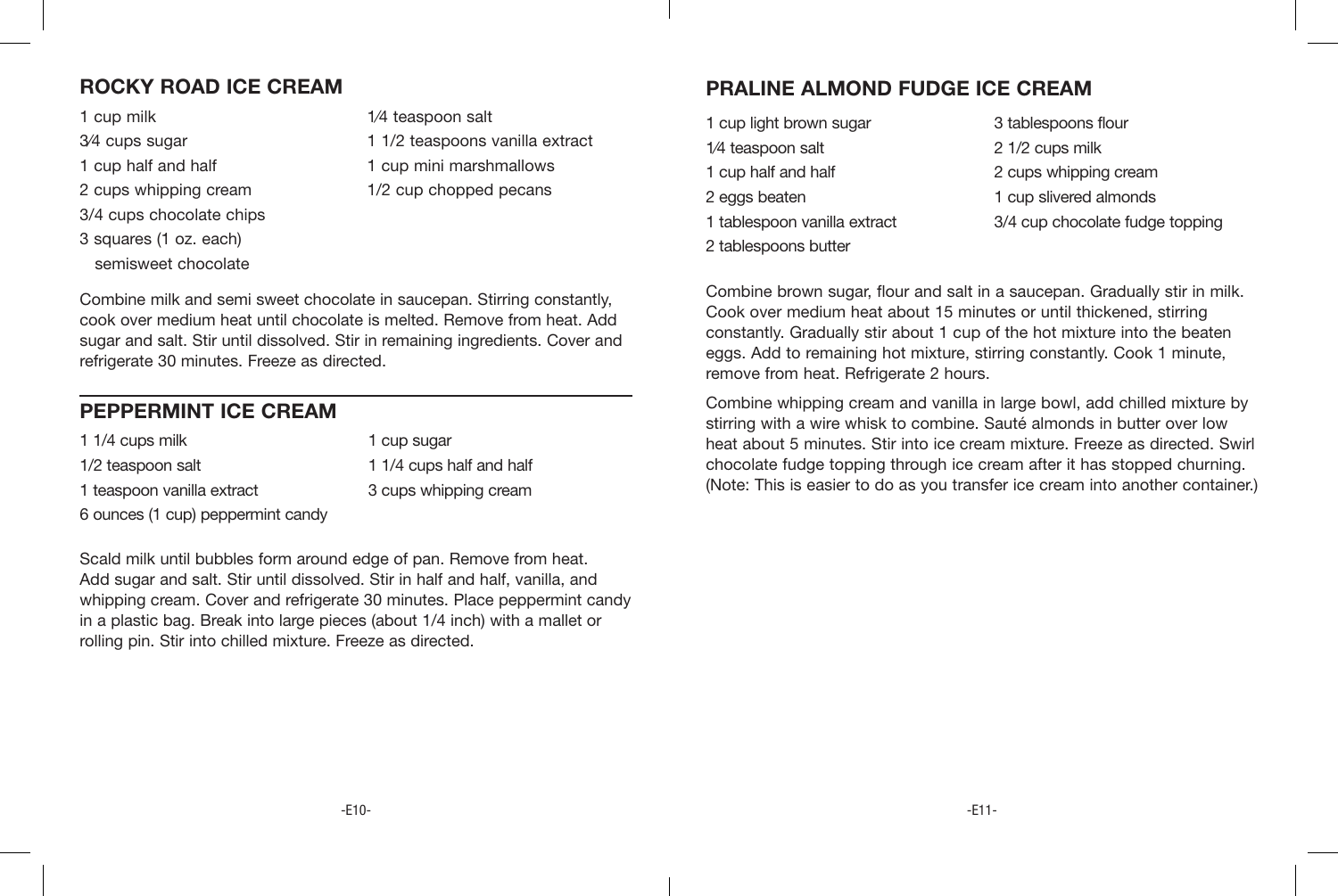## ROCKY ROAD ICE CREAM

- 1 cup milk
- 3⁄4 cups sugar
- 1 cup half and half
- 2 cups whipping cream
- 3/4 cups chocolate chips
- 3 squares (1 oz. each) semisweet chocolate
- 1⁄4 teaspoon salt
- 1 1/2 teaspoons vanilla extract
- 1 cup mini marshmallows
- 1/2 cup chopped pecans

Combine milk and semi sweet chocolate in saucepan. Stirring constantly, cook over medium heat until chocolate is melted. Remove from heat. Add sugar and salt. Stir until dissolved. Stir in remaining ingredients. Cover and refrigerate 30 minutes. Freeze as directed.

## PEPPERMINT ICE CREAM

- 1 1/4 cups milk
- 1/2 teaspoon salt
- 1 teaspoon vanilla extract
- 6 ounces (1 cup) peppermint candy
- 1 cup sugar
- 1 1/4 cups half and half
- 3 cups whipping cream

Scald milk until bubbles form around edge of pan. Remove from heat. Add sugar and salt. Stir until dissolved. Stir in half and half, vanilla, and whipping cream. Cover and refrigerate 30 minutes. Place peppermint candy in a plastic bag. Break into large pieces (about 1/4 inch) with a mallet or rolling pin. Stir into chilled mixture. Freeze as directed.

## PRALINE ALMOND FUDGE ICE CREAM

- 1 cup light brown sugar
- 1⁄4 teaspoon salt
- 1 cup half and half
- 2 eggs beaten
- 1 tablespoon vanilla extract
- 2 tablespoons butter
- 3 tablespoons flour
- 2 1/2 cups milk
- 2 cups whipping cream
- 1 cup slivered almonds
- 3/4 cup chocolate fudge topping

Combine brown sugar, flour and salt in a saucepan. Gradually stir in milk. Cook over medium heat about 15 minutes or until thickened, stirring constantly. Gradually stir about 1 cup of the hot mixture into the beaten eggs. Add to remaining hot mixture, stirring constantly. Cook 1 minute, remove from heat. Refrigerate 2 hours.

Combine whipping cream and vanilla in large bowl, add chilled mixture by stirring with a wire whisk to combine. Sauté almonds in butter over low heat about 5 minutes. Stir into ice cream mixture. Freeze as directed. Swirl chocolate fudge topping through ice cream after it has stopped churning. (Note: This is easier to do as you transfer ice cream into another container.)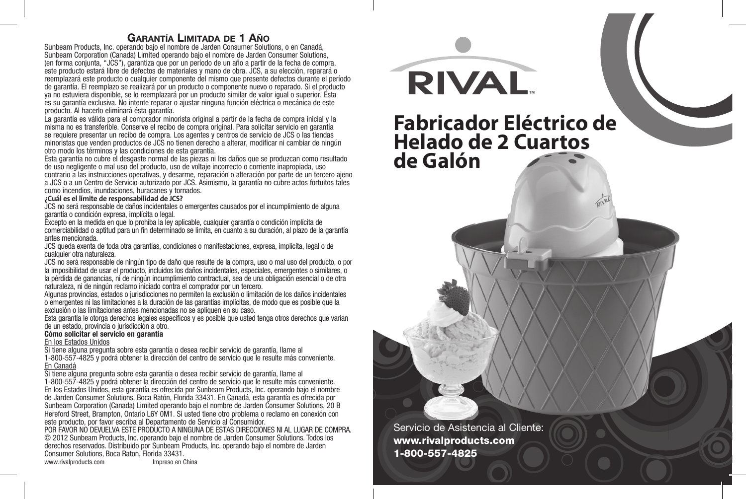## Garantía Limitada de 1 Año

Sunbeam Products, Inc. operando bajo el nombre de Jarden Consumer Solutions, o en Canadá, Sunbeam Corporation (Canada) Limited operando bajo el nombre de Jarden Consumer Solutions, (en forma conjunta, “JCS”), garantiza que por un período de un año a partir de la fecha de compra, este producto estará libre de defectos de materiales y mano de obra. JCS, a su elección, reparará o reemplazará este producto o cualquier componente del mismo que presente defectos durante el período de garantía. El reemplazo se realizará por un producto o componente nuevo o reparado. Si el producto ya no estuviera disponible, se lo reemplazará por un producto similar de valor igual o superior. Ésta es su garantía exclusiva. No intente reparar o ajustar ninguna función eléctrica o mecánica de este producto. Al hacerlo elimínará ésta garantía.

La garantía es válida para el comprador minorista original a partir de la fecha de compra inicial y la misma no es transferible. Conserve el recibo de compra original. Para solicitar servicio en garantía se requiere presentar un recibo de compra. Los agentes y centros de servicio de JCS o las tiendas minoristas que venden productos de JCS no tienen derecho a alterar, modificar ni cambiar de ningún otro modo los términos y las condiciones de esta garantía.

Esta garantía no cubre el desgaste normal de las piezas ni los daños que se produzcan como resultado de uso negligente o mal uso del producto, uso de voltaje incorrecto o corriente inapropiada, uso contrario a las instrucciones operativas, y desarme, reparación o alteración por parte de un tercero ajeno a JCS o a un Centro de Servicio autorizado por JCS. Asimismo, la garantía no cubre actos fortuitos tales como incendios, inundaciones, huracanes y tornados.

**¿Cuál es el límite de responsabilidad de JCS?**

JCS no será responsable de daños incidentales o emergentes causados por el incumplimiento de alguna garantía o condición expresa, implícita o legal.

Excepto en la medida en que lo prohíba la ley aplicable, cualquier garantía o condición implícita de comerciabilidad o aptitud para un fin determinado se limita, en cuanto a su duración, al plazo de la garantía antes mencionada.

JCS queda exenta de toda otra garantías, condiciones o manifestaciones, expresa, implícita, legal o de cualquier otra naturaleza.

JCS no será responsable de ningún tipo de daño que resulte de la compra, uso o mal uso del producto, o por la imposibilidad de usar el producto, incluidos los daños incidentales, especiales, emergentes o similares, o la pérdida de ganancias, ni de ningún incumplimiento contractual, sea de una obligación esencial o de otra naturaleza, ni de ningún reclamo iniciado contra el comprador por un tercero.

Algunas provincias, estados o jurisdicciones no permiten la exclusión o limitación de los daños incidentales o emergentes ni las limitaciones a la duración de las garantías implícitas, de modo que es posible que la exclusión o las limitaciones antes mencionadas no se apliquen en su caso.

Esta garantía le otorga derechos legales específicos y es posible que usted tenga otros derechos que varían de un estado, provincia o jurisdicción a otro.

**Cómo solicitar el servicio en garantía**

En los Estados Unidos

Si tiene alguna pregunta sobre esta garantía o desea recibir servicio de garantía, llame al 1-800-557-4825 y podrá obtener la dirección del centro de servicio que le resulte más conveniente.

En Canadá

Si tiene alguna pregunta sobre esta garantía o desea recibir servicio de garantía, llame al 1-800-557-4825 y podrá obtener la dirección del centro de servicio que le resulte más conveniente.

En los Estados Unidos, esta garantía es ofrecida por Sunbeam Products, Inc. operando bajo el nombre de Jarden Consumer Solutions, Boca Ratón, Florida 33431. En Canadá, esta garantía es ofrecida por Sunbeam Corporation (Canada) Limited operando bajo el nombre de Jarden Consumer Solutions, 20 B Hereford Street, Brampton, Ontario L6Y 0M1. Si usted tiene otro problema o reclamo en conexión con este producto, por favor escriba al Departamento de Servicio al Consumidor.

POR FAVOR NO DEVUELVA ESTE PRODUCTO A NINGUNA DE ESTAS DIRECCIONES NI AL LUGAR DE COMPRA.

© 2012 Sunbeam Products, Inc. operando bajo el nombre de Jarden Consumer Solutions. Todos los derechos reservados. Distribuido por Sunbeam Products, Inc. operando bajo el nombre de Jarden Consumer Solutions, Boca Raton, Florida 33431.

www.rivalproducts.com Impreso en China

RIVAL™

# Fabricador Eléctrico de Helado de 2 Cuartos de Galón

Servicio de Asistencia al Cliente:

**www.rivalproducts.com**

**1-800-557-4825**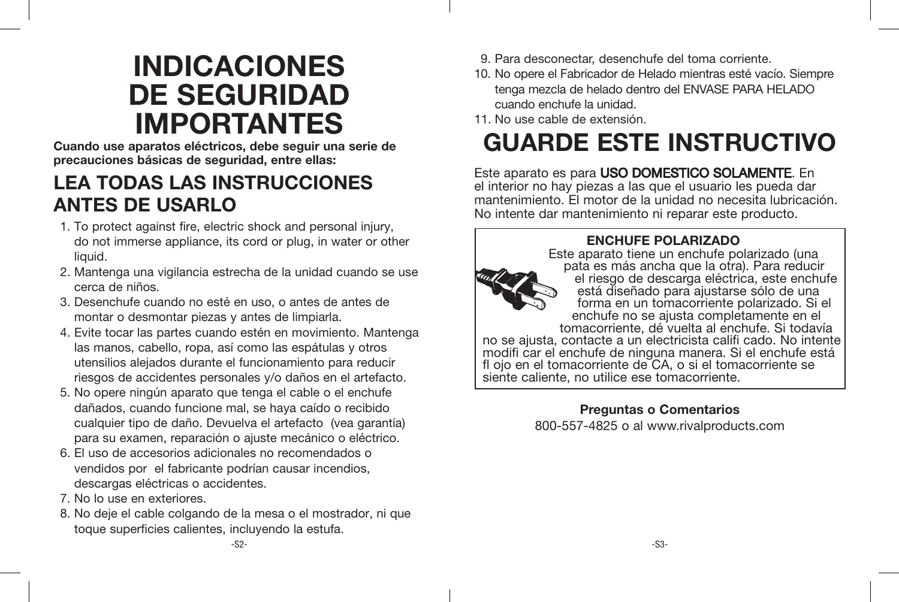# INDICACIONES DE SEGURIDAD IMPORTANTES

**Cuando use aparatos eléctricos, debe seguir una serie de precauciones básicas de seguridad, entre ellas:**

## LEA TODAS LAS INSTRUCCIONES ANTES DE USARLO

1. To protect against fire, electric shock and personal injury, do not immerse appliance, its cord or plug, in water or other liquid.
2. Mantenga una vigilancia estrecha de la unidad cuando se use cerca de niños.
3. Desenchufe cuando no esté en uso, o antes de antes de montar o desmontar piezas y antes de limpiarla.
4. Evite tocar las partes cuando estén en movimiento. Mantenga las manos, cabello, ropa, así como las espátulas y otros utensilios alejados durante el funcionamiento para reducir riesgos de accidentes personales y/o daños en el artefacto.
5. No opere ningún aparato que tenga el cable o el enchufe dañados, cuando funcione mal, se haya caído o recibido cualquier tipo de daño. Devuelva el artefacto (vea garantía) para su examen, reparación o ajuste mecánico o eléctrico.
6. El uso de accesorios adicionales no recomendados o vendidos por el fabricante podrían causar incendios, descargas eléctricas o accidentes.
7. No lo use en exteriores.
8. No deje el cable colgando de la mesa o el mostrador, ni que toque superficies calientes, incluyendo la estufa.
9. Para desconectar, desenchufe del toma corriente.
10. No opere el Fabricador de Helado mientras esté vacío. Siempre tenga mezcla de helado dentro del ENVASE PARA HELADO cuando enchufe la unidad.
11. No use cable de extensión.

# GUARDE ESTE INSTRUCTIVO

Este aparato es para **USO DOMESTICO SOLAMENTE**. En el interior no hay piezas a las que el usuario les pueda dar mantenimiento. El motor de la unidad no necesita lubricación. No intente dar mantenimiento ni reparar este producto.

**ENCHUFE POLARIZADO**

Este aparato tiene un enchufe polarizado (una pata es más ancha que la otra). Para reducir el riesgo de descarga eléctrica, este enchufe está diseñado para ajustarse sólo de una forma en un tomacorriente polarizado. Si el enchufe no se ajusta completamente en el tomacorriente, dé vuelta al enchufe. Si todavía no se ajusta, contacte a un electricista califi cado. No intente modifi car el enchufe de ninguna manera. Si el enchufe está fl ojo en el tomacorriente de CA, o si el tomacorriente se siente caliente, no utilice ese tomacorriente.

**Preguntas o Comentarios**

800-557-4825 o al www.rivalproducts.com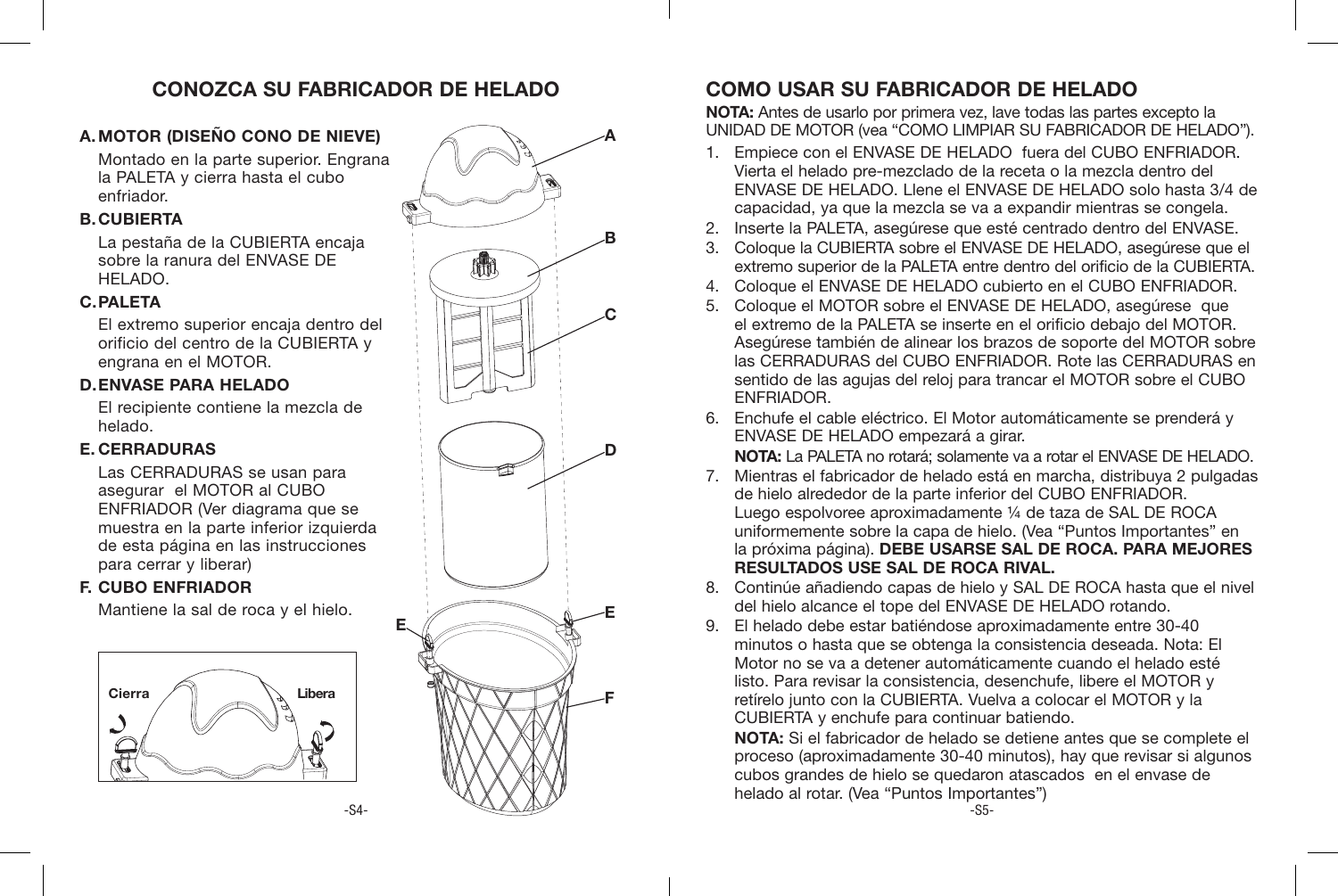## CONOZCA SU FABRICADOR DE HELADO

**A. MOTOR (DISEÑO CONO DE NIEVE)**

Montado en la parte superior. Engrana la PALETA y cierra hasta el cubo enfriador.

**B. CUBIERTA**

La pestaña de la CUBIERTA encaja sobre la ranura del ENVASE DE HELADO.

**C. PALETA**

El extremo superior encaja dentro del orificio del centro de la CUBIERTA y engrana en el MOTOR.

**D. ENVASE PARA HELADO**

El recipiente contiene la mezcla de helado.

**E. CERRADURAS**

Las CERRADURAS se usan para asegurar el MOTOR al CUBO ENFRIADOR (Ver diagrama que se muestra en la parte inferior izquierda de esta página en las instrucciones para cerrar y liberar)

**F. CUBO ENFRIADOR**

Mantiene la sal de roca y el hielo.

**Cierra** **Libera**

## COMO USAR SU FABRICADOR DE HELADO

**NOTA:** Antes de usarlo por primera vez, lave todas las partes excepto la UNIDAD DE MOTOR (vea "COMO LIMPIAR SU FABRICADOR DE HELADO").

1. Empiece con el ENVASE DE HELADO fuera del CUBO ENFRIADOR. Vierta el helado pre-mezclado de la receta o la mezcla dentro del ENVASE DE HELADO. Llene el ENVASE DE HELADO solo hasta 3/4 de capacidad, ya que la mezcla se va a expandir mientras se congela.
2. Inserte la PALETA, asegúrese que esté centrado dentro del ENVASE.
3. Coloque la CUBIERTA sobre el ENVASE DE HELADO, asegúrese que el extremo superior de la PALETA entre dentro del orificio de la CUBIERTA.
4. Coloque el ENVASE DE HELADO cubierto en el CUBO ENFRIADOR.
5. Coloque el MOTOR sobre el ENVASE DE HELADO, asegúrese que el extremo de la PALETA se inserte en el orificio debajo del MOTOR. Asegúrese también de alinear los brazos de soporte del MOTOR sobre las CERRADURAS del CUBO ENFRIADOR. Rote las CERRADURAS en sentido de las agujas del reloj para trancar el MOTOR sobre el CUBO ENFRIADOR.
6. Enchufe el cable eléctrico. El Motor automáticamente se prenderá y ENVASE DE HELADO empezará a girar.

   **NOTA:** La PALETA no rotará; solamente va a rotar el ENVASE DE HELADO.
7. Mientras el fabricador de helado está en marcha, distribuya 2 pulgadas de hielo alrededor de la parte inferior del CUBO ENFRIADOR. Luego espolvoree aproximadamente ¼ de taza de SAL DE ROCA uniformemente sobre la capa de hielo. (Vea "Puntos Importantes" en la próxima página). **DEBE USARSE SAL DE ROCA. PARA MEJORES RESULTADOS USE SAL DE ROCA RIVAL.**
8. Continúe añadiendo capas de hielo y SAL DE ROCA hasta que el nivel del hielo alcance el tope del ENVASE DE HELADO rotando.
9. El helado debe estar batiéndose aproximadamente entre 30-40 minutos o hasta que se obtenga la consistencia deseada. Nota: El Motor no se va a detener automáticamente cuando el helado esté listo. Para revisar la consistencia, desenchufe, libere el MOTOR y retírelo junto con la CUBIERTA. Vuelva a colocar el MOTOR y la CUBIERTA y enchufe para continuar batiendo.

   **NOTA:** Si el fabricador de helado se detiene antes que se complete el proceso (aproximadamente 30-40 minutos), hay que revisar si algunos cubos grandes de hielo se quedaron atascados en el envase de helado al rotar. (Vea "Puntos Importantes")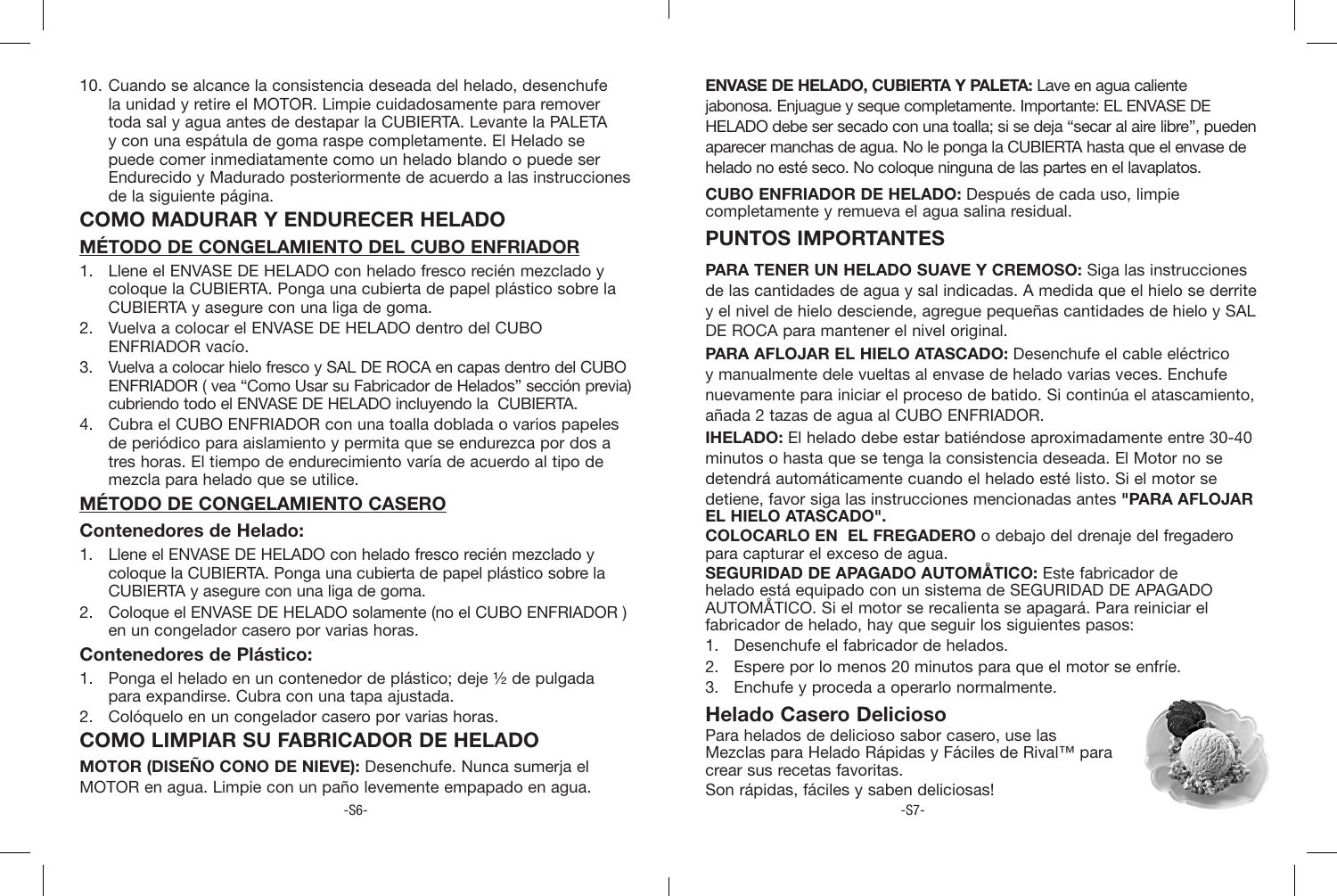10. Cuando se alcance la consistencia deseada del helado, desenchufe la unidad y retire el MOTOR. Limpie cuidadosamente para remover toda sal y agua antes de destapar la CUBIERTA. Levante la PALETA y con una espátula de goma raspe completamente. El Helado se puede comer inmediatamente como un helado blando o puede ser Endurecido y Madurado posteriormente de acuerdo a las instrucciones de la siguiente página.

## COMO MADURAR Y ENDURECER HELADO

### MÉTODO DE CONGELAMIENTO DEL CUBO ENFRIADOR

1. Llene el ENVASE DE HELADO con helado fresco recién mezclado y coloque la CUBIERTA. Ponga una cubierta de papel plástico sobre la CUBIERTA y asegure con una liga de goma.
2. Vuelva a colocar el ENVASE DE HELADO dentro del CUBO ENFRIADOR vacío.
3. Vuelva a colocar hielo fresco y SAL DE ROCA en capas dentro del CUBO ENFRIADOR ( vea "Como Usar su Fabricador de Helados" sección previa) cubriendo todo el ENVASE DE HELADO incluyendo la CUBIERTA.
4. Cubra el CUBO ENFRIADOR con una toalla doblada o varios papeles de periódico para aislamiento y permita que se endurezca por dos a tres horas. El tiempo de endurecimiento varía de acuerdo al tipo de mezcla para helado que se utilice.

### MÉTODO DE CONGELAMIENTO CASERO

**Contenedores de Helado:**

1. Llene el ENVASE DE HELADO con helado fresco recién mezclado y coloque la CUBIERTA. Ponga una cubierta de papel plástico sobre la CUBIERTA y asegure con una liga de goma.
2. Coloque el ENVASE DE HELADO solamente (no el CUBO ENFRIADOR ) en un congelador casero por varias horas.

**Contenedores de Plástico:**

1. Ponga el helado en un contenedor de plástico; deje ½ de pulgada para expandirse. Cubra con una tapa ajustada.
2. Colóquelo en un congelador casero por varias horas.

## COMO LIMPIAR SU FABRICADOR DE HELADO

**MOTOR (DISEÑO CONO DE NIEVE):** Desenchufe. Nunca sumerja el MOTOR en agua. Limpie con un paño levemente empapado en agua.

**ENVASE DE HELADO, CUBIERTA Y PALETA:** Lave en agua caliente jabonosa. Enjuague y seque completamente. Importante: EL ENVASE DE HELADO debe ser secado con una toalla; si se deja "secar al aire libre", pueden aparecer manchas de agua. No le ponga la CUBIERTA hasta que el envase de helado no esté seco. No coloque ninguna de las partes en el lavaplatos.

**CUBO ENFRIADOR DE HELADO:** Después de cada uso, limpie completamente y remueva el agua salina residual.

## PUNTOS IMPORTANTES

**PARA TENER UN HELADO SUAVE Y CREMOSO:** Siga las instrucciones de las cantidades de agua y sal indicadas. A medida que el hielo se derrite y el nivel de hielo desciende, agregue pequeñas cantidades de hielo y SAL DE ROCA para mantener el nivel original.

**PARA AFLOJAR EL HIELO ATASCADO:** Desenchufe el cable eléctrico y manualmente dele vueltas al envase de helado varias veces. Enchufe nuevamente para iniciar el proceso de batido. Si continúa el atascamiento, añada 2 tazas de agua al CUBO ENFRIADOR.

**IHELADO:** El helado debe estar batiéndose aproximadamente entre 30-40 minutos o hasta que se tenga la consistencia deseada. El Motor no se detendrá automáticamente cuando el helado esté listo. Si el motor se detiene, favor siga las instrucciones mencionadas antes **"PARA AFLOJAR EL HIELO ATASCADO".**

**COLOCARLO EN EL FREGADERO** o debajo del drenaje del fregadero para capturar el exceso de agua.

**SEGURIDAD DE APAGADO AUTOMÅTICO:** Este fabricador de helado está equipado con un sistema de SEGURIDAD DE APAGADO AUTOMÅTICO. Si el motor se recalienta se apagará. Para reiniciar el fabricador de helado, hay que seguir los siguientes pasos:

1. Desenchufe el fabricador de helados.
2. Espere por lo menos 20 minutos para que el motor se enfríe.
3. Enchufe y proceda a operarlo normalmente.

## Helado Casero Delicioso

Para helados de delicioso sabor casero, use las Mezclas para Helado Rápidas y Fáciles de Rival™ para crear sus recetas favoritas.
Son rápidas, fáciles y saben deliciosas!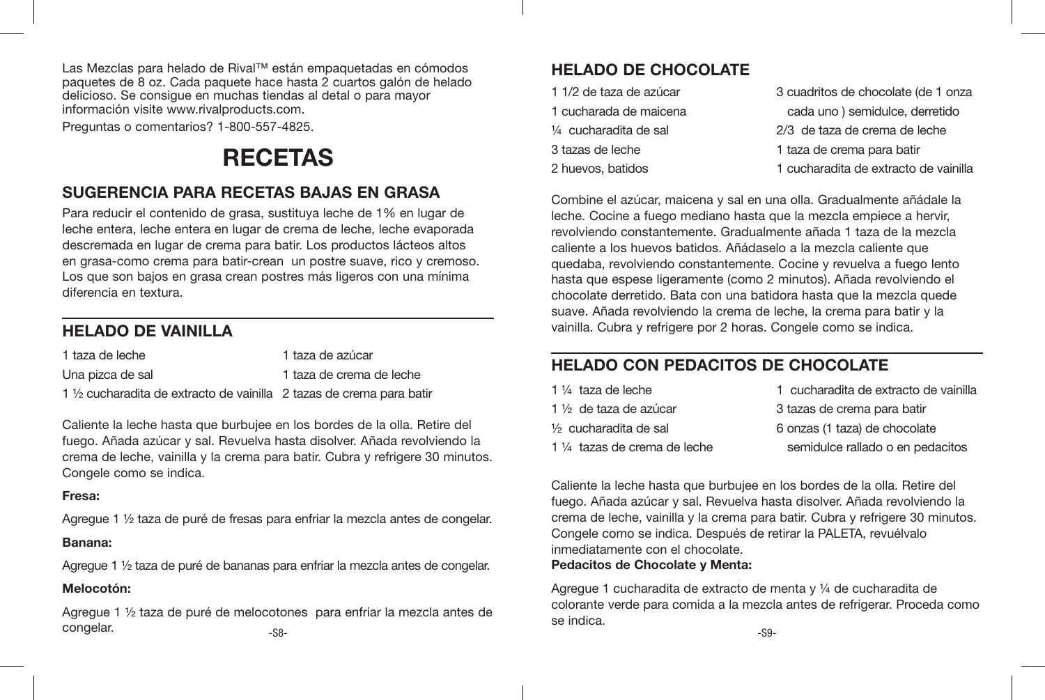Las Mezclas para helado de Rival™ están empaquetadas en cómodos paquetes de 8 oz. Cada paquete hace hasta 2 cuartos galón de helado delicioso. Se consigue en muchas tiendas al detal o para mayor información visite www.rivalproducts.com.

Preguntas o comentarios? 1-800-557-4825.

# RECETAS

## SUGERENCIA PARA RECETAS BAJAS EN GRASA

Para reducir el contenido de grasa, sustituya leche de 1% en lugar de leche entera, leche entera en lugar de crema de leche, leche evaporada descremada en lugar de crema para batir. Los productos lácteos altos en grasa-como crema para batir-crean un postre suave, rico y cremoso. Los que son bajos en grasa crean postres más ligeros con una mínima diferencia en textura.

## HELADO DE VAINILLA

1 taza de leche
Una pizca de sal
1 ½ cucharadita de extracto de vainilla
1 taza de azúcar
1 taza de crema de leche
2 tazas de crema para batir

Caliente la leche hasta que burbujee en los bordes de la olla. Retire del fuego. Añada azúcar y sal. Revuelva hasta disolver. Añada revolviendo la crema de leche, vainilla y la crema para batir. Cubra y refrigere 30 minutos. Congele como se indica.

**Fresa:**

Agregue 1 ½ taza de puré de fresas para enfriar la mezcla antes de congelar.

**Banana:**

Agregue 1 ½ taza de puré de bananas para enfriar la mezcla antes de congelar.

**Melocotón:**

Agregue 1 ½ taza de puré de melocotones para enfriar la mezcla antes de congelar.

## HELADO DE CHOCOLATE

1 1/2 de taza de azúcar
1 cucharada de maicena
¼ cucharadita de sal
3 tazas de leche
2 huevos, batidos
3 cuadritos de chocolate (de 1 onza cada uno ) semidulce, derretido
2/3 de taza de crema de leche
1 taza de crema para batir
1 cucharadita de extracto de vainilla

Combine el azúcar, maicena y sal en una olla. Gradualmente añádale la leche. Cocine a fuego mediano hasta que la mezcla empiece a hervir, revolviendo constantemente. Gradualmente añada 1 taza de la mezcla caliente a los huevos batidos. Añádaselo a la mezcla caliente que quedaba, revolviendo constantemente. Cocine y revuelva a fuego lento hasta que espese ligeramente (como 2 minutos). Añada revolviendo el chocolate derretido. Bata con una batidora hasta que la mezcla quede suave. Añada revolviendo la crema de leche, la crema para batir y la vainilla. Cubra y refrigere por 2 horas. Congele como se indica.

## HELADO CON PEDACITOS DE CHOCOLATE

1 ¼ taza de leche
1 ½ de taza de azúcar
½ cucharadita de sal
1 ¼ tazas de crema de leche
1 cucharadita de extracto de vainilla
3 tazas de crema para batir
6 onzas (1 taza) de chocolate semidulce rallado o en pedacitos

Caliente la leche hasta que burbujee en los bordes de la olla. Retire del fuego. Añada azúcar y sal. Revuelva hasta disolver. Añada revolviendo la crema de leche, vainilla y la crema para batir. Cubra y refrigere 30 minutos. Congele como se indica. Después de retirar la PALETA, revuélvalo inmediatamente con el chocolate.

**Pedacitos de Chocolate y Menta:**

Agregue 1 cucharadita de extracto de menta y ¼ de cucharadita de colorante verde para comida a la mezcla antes de refrigerar. Proceda como se indica.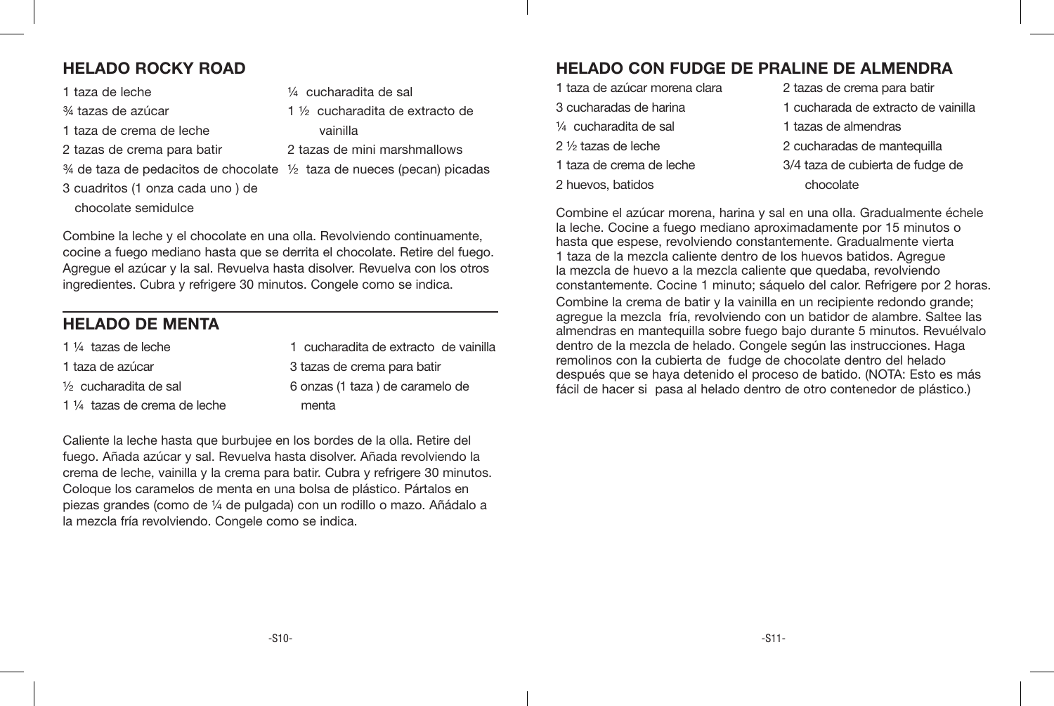## HELADO ROCKY ROAD

- 1 taza de leche
- ¾ tazas de azúcar
- 1 taza de crema de leche
- 2 tazas de crema para batir
- ¾ de taza de pedacitos de chocolate
- 3 cuadritos (1 onza cada uno ) de chocolate semidulce
- ¼ cucharadita de sal
- 1 ½ cucharadita de extracto de vainilla
- 2 tazas de mini marshmallows
- ½ taza de nueces (pecan) picadas

Combine la leche y el chocolate en una olla. Revolviendo continuamente, cocine a fuego mediano hasta que se derrita el chocolate. Retire del fuego. Agregue el azúcar y la sal. Revuelva hasta disolver. Revuelva con los otros ingredientes. Cubra y refrigere 30 minutos. Congele como se indica.

## HELADO DE MENTA

- 1 ¼ tazas de leche
- 1 taza de azúcar
- ½ cucharadita de sal
- 1 ¼ tazas de crema de leche
- 1 cucharadita de extracto de vainilla
- 3 tazas de crema para batir
- 6 onzas (1 taza ) de caramelo de menta

Caliente la leche hasta que burbujee en los bordes de la olla. Retire del fuego. Añada azúcar y sal. Revuelva hasta disolver. Añada revolviendo la crema de leche, vainilla y la crema para batir. Cubra y refrigere 30 minutos. Coloque los caramelos de menta en una bolsa de plástico. Pártalos en piezas grandes (como de ¼ de pulgada) con un rodillo o mazo. Añádalo a la mezcla fría revolviendo. Congele como se indica.

## HELADO CON FUDGE DE PRALINE DE ALMENDRA

- 1 taza de azúcar morena clara
- 3 cucharadas de harina
- ¼ cucharadita de sal
- 2 ½ tazas de leche
- 1 taza de crema de leche
- 2 huevos, batidos
- 2 tazas de crema para batir
- 1 cucharada de extracto de vainilla
- 1 tazas de almendras
- 2 cucharadas de mantequilla
- 3/4 taza de cubierta de fudge de chocolate

Combine el azúcar morena, harina y sal en una olla. Gradualmente échele la leche. Cocine a fuego mediano aproximadamente por 15 minutos o hasta que espese, revolviendo constantemente. Gradualmente vierta 1 taza de la mezcla caliente dentro de los huevos batidos. Agregue la mezcla de huevo a la mezcla caliente que quedaba, revolviendo constantemente. Cocine 1 minuto; sáquelo del calor. Refrigere por 2 horas. Combine la crema de batir y la vainilla en un recipiente redondo grande; agregue la mezcla fría, revolviendo con un batidor de alambre. Saltee las almendras en mantequilla sobre fuego bajo durante 5 minutos. Revuélvalo dentro de la mezcla de helado. Congele según las instrucciones. Haga remolinos con la cubierta de fudge de chocolate dentro del helado después que se haya detenido el proceso de batido. (NOTA: Esto es más fácil de hacer si pasa al helado dentro de otro contenedor de plástico.)